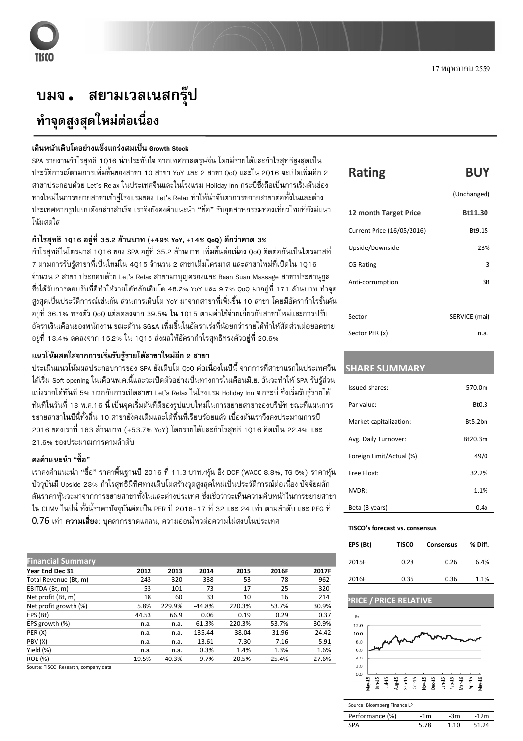17 พฤษภาคม 2559

# บมจ. สยามเวลเนสกรุ๊ป

## ทำจุดสูงสุดใหม่ต่อเนื่อง

### เดินหน้าเติบโตอย่างแข็งแกร่งสมเป็น Growth Stock

SPA รายงานกำไรสุทธิ 1Q16 น่าประทับใจ จากเทศกาลตรุษจีน โดยมีรายได้และกำไรสุทธิสูงสุดเป็นประวัติการณ์ตามการเพิ่มขึ้นของสาขา 10 สาขา YoY และ 2 สาขา QoQ และใน 2Q16 จะเปิดเพิ่มอีก 2 สาขาประกอบด้วย Let's Relax ในประเทศจีนและในโรงแรม Holiday Inn กระบี่ซึ่งถือเป็นการเริ่มต้นช่องทางใหม่ในการขยายสาขาเข้าสู่โรงแรมของ Let's Relax ทำให้น่าจับตาการขยายสาขาต่อทั้งในและต่างประเทศหากรูปแบบดังกล่าวสำเร็จ เราจึงยังคงคำแนะนำ "ซื้อ" รับอุตสาหกรรมท่องเที่ยวไทยที่ยังมีแนวโน้มสดใส

### กำไรสุทธิ 1Q16 อยู่ที่ 35.2 ล้านบาท (+49% YoY, +14% QoQ) ดีกว่าคาด 3%

กำไรสุทธิในไตรมาส 1Q16 ของ SPA อยู่ที่ 35.2 ล้านบาท เพิ่มขึ้นต่อเนื่อง QoQ ติดต่อกันเป็นไตรมาสที่ 7 ตามการรับรู้สาขาที่เป็นใหม่ใน 4Q15 จำนวน 2 สาขาเต็มไตรมาส และสาขาใหม่ที่เปิดใน 1Q16 จำนวน 2 สาขา ประกอบด้วย Let's Relax สาขามาบุญครองและ Baan Suan Massage สาขาประชานุกูล ซึ่งได้รับการตอบรับที่ดีทำให้รายได้หลักเติบโต 48.2% YoY และ 9.7% QoQ มาอยู่ที่ 171 ล้านบาท ทำจุดสูงสุดเป็นประวัติการณ์เช่นกัน ส่วนการเติบโต YoY มาจากสาขาที่เพิ่มขึ้น 10 สาขา โดยมีอัตรากำไรขั้นต้นอยู่ที่ 36.1% ทรงตัว QoQ แต่ลดลงจาก 39.5% ใน 1Q15 ตามค่าใช้จ่ายเกี่ยวกับสาขาใหม่และการปรับอัตราเงินเดือนของพนักงาน ขณะด้าน SG&A เพิ่มขึ้นในอัตราเร่งที่น้อยกว่ารายได้ทำให้สัดส่วนต่อยอดขายอยู่ที่ 13.4% ลดลงจาก 15.2% ใน 1Q15 ส่งผลให้อัตรากำไรสุทธิทรงตัวอยู่ที่ 20.6%

### แนวโน้มสดใสจากการเริ่มรับรู้รายได้สาขาใหม่อีก 2 สาขา

ประเมินแนวโน้มผลประกอบการของ SPA ยังเติบโต QoQ ต่อเนื่องในปีนี้ จากการที่สาขาแรกในประเทศจีนได้เริ่ม Soft opening ในเดือนพ.ค.นี้และจะเปิดตัวอย่างเป็นทางการในเดือนมิ.ย. อันจะทำให้ SPA รับรู้ส่วนแบ่งรายได้ทันที 5% บวกกับการเปิดสาขา Let's Relax ในโรงแรม Holiday Inn จ.กระบี่ ซึ่งเริ่มรับรู้รายได้ทันทีในวันที่ 18 พ.ค.16 นี้ เป็นจุดเริ่มต้นที่ดีของรูปแบบใหม่ในการขยายสาขาของบริษัท ขณะที่แผนการขยายสาขาในปีนี้ทั้งสิ้น 10 สาขายังคงเดิมและได้พื้นที่เรียบร้อยแล้ว เบื้องต้นเราจึงคงประมาณการปี 2016 ของเราที่ 163 ล้านบาท (+53.7% YoY) โดยรายได้และกำไรสุทธิ 1Q16 คิดเป็น 22.4% และ 21.6% ของประมาณการตามลำดับ

### คงคำแนะนำ "ซื้อ"

เราคงคำแนะนำ "ซื้อ" ราคาพื้นฐานปี 2016 ที่ 11.3 บาท/หุ้น อิง DCF (WACC 8.8%, TG 5%) ราคาหุ้นปัจจุบันมี Upside 23% กำไรสุทธิมีทิศทางเติบโตสร้างจุดสูงสุดใหม่เป็นประวัติการณ์ต่อเนื่อง ปัจจัยผลักดันราคาหุ้นจะมาจากการขยายสาขาทั้งในและต่างประเทศ ซึ่งเชื่อว่าจะเห็นความคืบหน้าในการขยายสาขาใน CLMV ในปีนี้ ทั้งนี้ราคาปัจจุบันคิดเป็น PER ปี 2016-17 ที่ 32 และ 24 เท่า ตามลำดับ และ PEG ที่ 0.76 เท่า **ความเสี่ยง**: บุคลากรขาดแคลน, ความอ่อนไหวต่อความไม่สงบในประเทศ

| Financial Summary | | | | | | |
|---|---|---|---|---|---|---|
| Year End Dec 31 | 2012 | 2013 | 2014 | 2015 | 2016F | 2017F |
| Total Revenue (Bt, m) | 243 | 320 | 338 | 53 | 78 | 962 |
| EBITDA (Bt, m) | 53 | 101 | 73 | 17 | 25 | 320 |
| Net profit (Bt, m) | 18 | 60 | 33 | 10 | 16 | 214 |
| Net profit growth (%) | 5.8% | 229.9% | -44.8% | 220.3% | 53.7% | 30.9% |
| EPS (Bt) | 44.53 | 66.9 | 0.06 | 0.19 | 0.29 | 0.37 |
| EPS growth (%) | n.a. | n.a. | -61.3% | 220.3% | 53.7% | 30.9% |
| PER (X) | n.a. | n.a. | 135.44 | 38.04 | 31.96 | 24.42 |
| PBV (X) | n.a. | n.a. | 13.61 | 7.30 | 7.16 | 5.91 |
| Yield (%) | n.a. | n.a. | 0.3% | 1.4% | 1.3% | 1.6% |
| ROE (%) | 19.5% | 40.3% | 9.7% | 20.5% | 25.4% | 27.6% |

Source: TISCO Research, company data

| Rating | BUY |
|---|---|
| | (Unchanged) |
| 12 month Target Price | Bt11.30 |
| Current Price (16/05/2016) | Bt9.15 |
| Upside/Downside | 23% |
| CG Rating | 3 |
| Anti-corrumption | 3B |
| Sector | SERVICE (mai) |
| Sector PER (x) | n.a. |

## SHARE SUMMARY

| | |
|---|---|
| Issued shares: | 570.0m |
| Par value: | Bt0.3 |
| Market capitalization: | Bt5.2bn |
| Avg. Daily Turnover: | Bt20.3m |
| Foreign Limit/Actual (%) | 49/0 |
| Free Float: | 32.2% |
| NVDR: | 1.1% |
| Beta (3 years) | 0.4x |

**TISCO's forecast vs. consensus**

| EPS (Bt) | TISCO | Consensus | % Diff. |
|---|---|---|---|
| 2015F | 0.28 | 0.26 | 6.4% |
| 2016F | 0.36 | 0.36 | 1.1% |

## PRICE / PRICE RELATIVE

Source: Bloomberg Finance LP

| Performance (%) | -1m | -3m | -12m |
|---|---|---|---|
| SPA | 5.78 | 1.10 | 51.24 |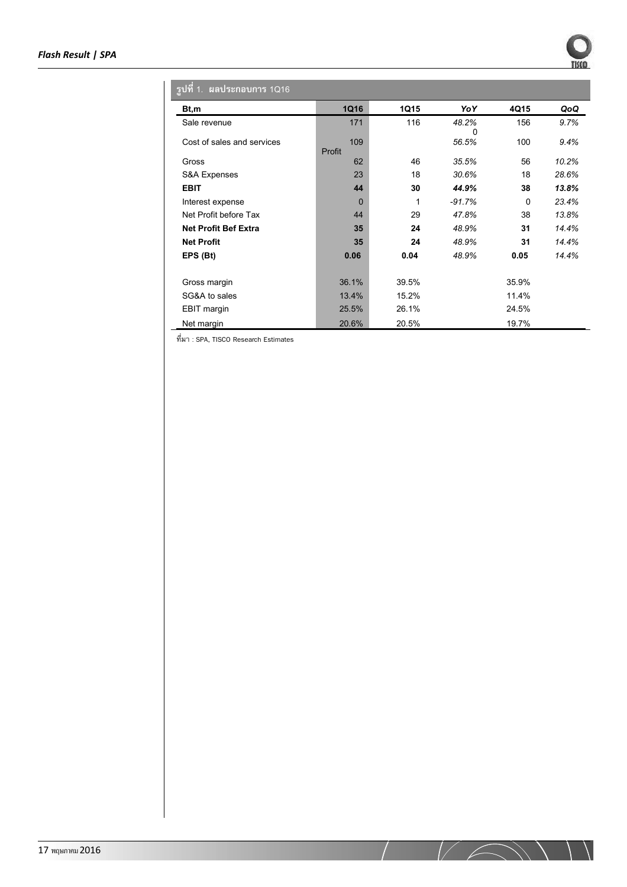รูปที่ 1. ผลประกอบการ 1Q16

| Bt,m | 1Q16 | 1Q15 | YoY | 4Q15 | QoQ |
|---|---|---|---|---|---|
| Sale revenue | 171 | 116 | *48.2%* | 156 | *9.7%* |
| Cost of sales and services | 109 | 0 | *56.5%* | 100 | *9.4%* |
| Gross Profit | 62 | 46 | *35.5%* | 56 | *10.2%* |
| S&A Expenses | 23 | 18 | *30.6%* | 18 | *28.6%* |
| **EBIT** | **44** | **30** | ***44.9%*** | **38** | ***13.8%*** |
| Interest expense | 0 | 1 | *-91.7%* | 0 | *23.4%* |
| Net Profit before Tax | 44 | 29 | *47.8%* | 38 | *13.8%* |
| **Net Profit Bef Extra** | **35** | **24** | *48.9%* | **31** | *14.4%* |
| **Net Profit** | **35** | **24** | *48.9%* | **31** | *14.4%* |
| **EPS (Bt)** | **0.06** | **0.04** | *48.9%* | **0.05** | *14.4%* |
| | | | | | |
| Gross margin | 36.1% | 39.5% | | 35.9% | |
| SG&A to sales | 13.4% | 15.2% | | 11.4% | |
| EBIT margin | 25.5% | 26.1% | | 24.5% | |
| Net margin | 20.6% | 20.5% | | 19.7% | |

ที่มา : SPA, TISCO Research Estimates